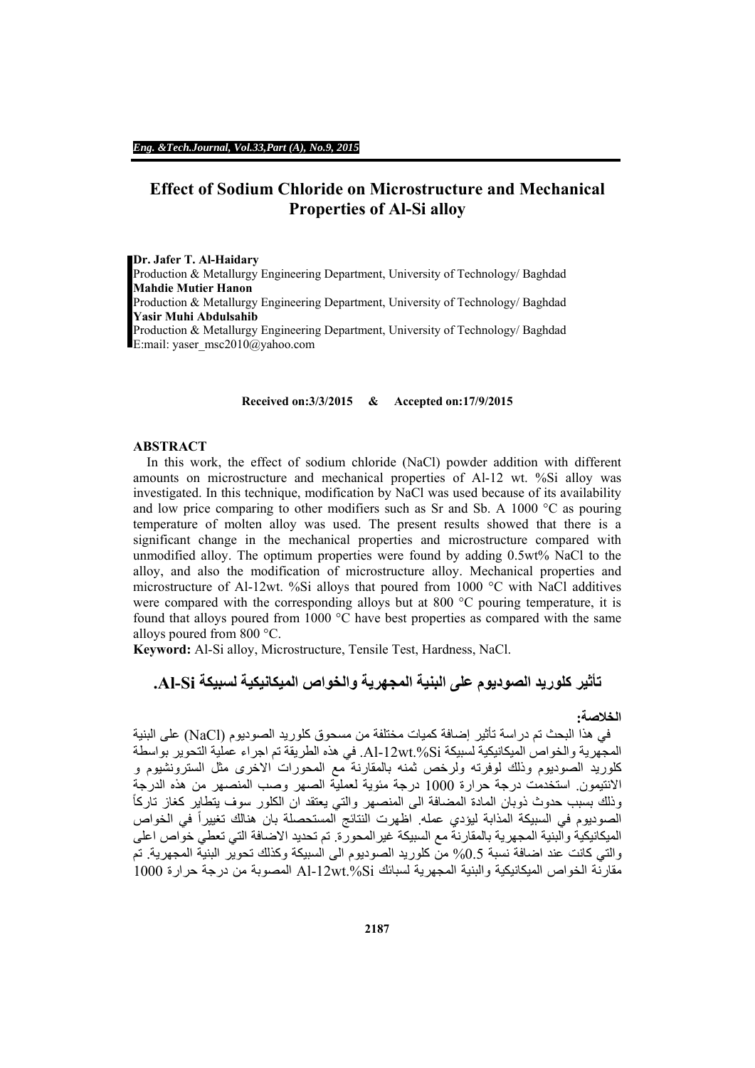# Effect of Sodium Chloride on Microstructure and Mechanical Properties of Al-Si alloy

**Dr. Jafer T. Al-Haidary**
Production & Metallurgy Engineering Department, University of Technology/ Baghdad
**Mahdie Mutier Hanon**
Production & Metallurgy Engineering Department, University of Technology/ Baghdad
**Yasir Muhi Abdulsahib**
Production & Metallurgy Engineering Department, University of Technology/ Baghdad
E:mail: yaser_msc2010@yahoo.com

**Received on:3/3/2015 & Accepted on:17/9/2015**

## ABSTRACT

In this work, the effect of sodium chloride (NaCl) powder addition with different amounts on microstructure and mechanical properties of Al-12 wt. %Si alloy was investigated. In this technique, modification by NaCl was used because of its availability and low price comparing to other modifiers such as Sr and Sb. A 1000 °C as pouring temperature of molten alloy was used. The present results showed that there is a significant change in the mechanical properties and microstructure compared with unmodified alloy. The optimum properties were found by adding 0.5wt% NaCl to the alloy, and also the modification of microstructure alloy. Mechanical properties and microstructure of Al-12wt. %Si alloys that poured from 1000 °C with NaCl additives were compared with the corresponding alloys but at 800 °C pouring temperature, it is found that alloys poured from 1000 °C have best properties as compared with the same alloys poured from 800 °C.

**Keyword:** Al-Si alloy, Microstructure, Tensile Test, Hardness, NaCl.

## تأثير كلوريد الصوديوم على البنية المجهرية والخواص الميكانيكية لسبيكة Al-Si.

**الخلاصة:**

في هذا البحث تم دراسة تأثير إضافة كميات مختلفة من مسحوق كلوريد الصوديوم (NaCl) على البنية المجهرية والخواص الميكانيكية لسبيكة Al-12wt.%Si. في هذه الطريقة تم اجراء عملية التحوير بواسطة كلوريد الصوديوم وذلك لوفرته ولرخص ثمنه بالمقارنة مع المحورات الاخرى مثل السترونشيوم و الانتيمون. استخدمت درجة حرارة 1000 درجة مئوية لعملية الصهر وصب المنصهر من هذه الدرجة وذلك بسبب حدوث ذوبان المادة المضافة الى المنصهر والتي يعتقد ان الكلور سوف يتطاير كغاز تاركاً الصوديوم في السبيكة المذابة ليؤدي عمله. اظهرت النتائج المستحصلة بان هنالك تغييراً في الخواص الميكانيكية والبنية المجهرية بالمقارنة مع السبيكة غيرالمحورة. تم تحديد الاضافة التي تعطي خواص اعلى والتي كانت عند اضافة نسبة 0.5% من كلوريد الصوديوم الى السبيكة وكذلك تحوير البنية المجهرية. تم مقارنة الخواص الميكانيكية والبنية المجهرية لسبائك Al-12wt.%Si المصوبة من درجة حرارة 1000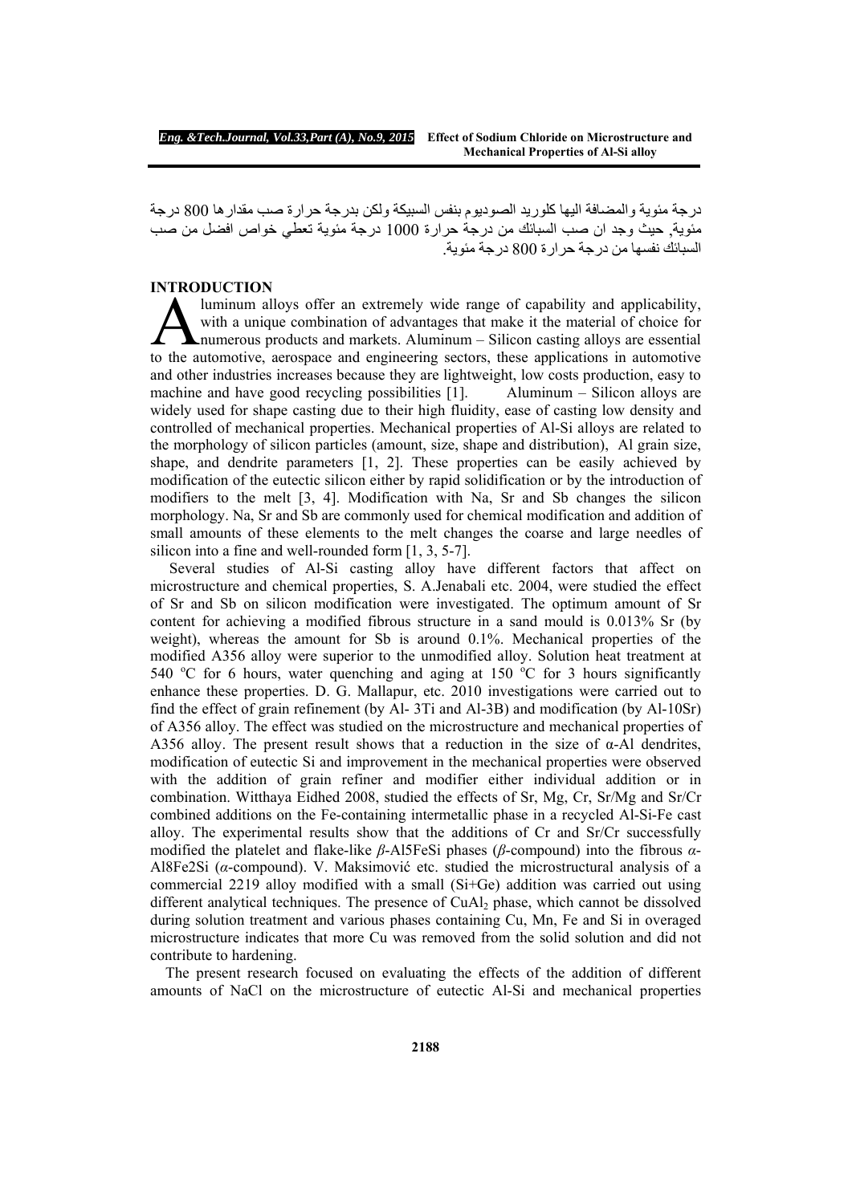درجة مئوية والمضافة اليها كلوريد الصوديوم بنفس السبيكة ولكن بدرجة حرارة صب مقدارها 800 درجة مئوية, حيث وجد ان صب السبائك من درجة حرارة 1000 درجة مئوية تعطي خواص افضل من صب السبائك نفسها من درجة حرارة 800 درجة مئوية.

## INTRODUCTION

Aluminum alloys offer an extremely wide range of capability and applicability, with a unique combination of advantages that make it the material of choice for numerous products and markets. Aluminum – Silicon casting alloys are essential to the automotive, aerospace and engineering sectors, these applications in automotive and other industries increases because they are lightweight, low costs production, easy to machine and have good recycling possibilities [1]. Aluminum – Silicon alloys are widely used for shape casting due to their high fluidity, ease of casting low density and controlled of mechanical properties. Mechanical properties of Al-Si alloys are related to the morphology of silicon particles (amount, size, shape and distribution), Al grain size, shape, and dendrite parameters [1, 2]. These properties can be easily achieved by modification of the eutectic silicon either by rapid solidification or by the introduction of modifiers to the melt [3, 4]. Modification with Na, Sr and Sb changes the silicon morphology. Na, Sr and Sb are commonly used for chemical modification and addition of small amounts of these elements to the melt changes the coarse and large needles of silicon into a fine and well-rounded form [1, 3, 5-7].

Several studies of Al-Si casting alloy have different factors that affect on microstructure and chemical properties, S. A.Jenabali etc. 2004, were studied the effect of Sr and Sb on silicon modification were investigated. The optimum amount of Sr content for achieving a modified fibrous structure in a sand mould is 0.013% Sr (by weight), whereas the amount for Sb is around 0.1%. Mechanical properties of the modified A356 alloy were superior to the unmodified alloy. Solution heat treatment at 540 $^{o}$C for 6 hours, water quenching and aging at 150 $^{o}$C for 3 hours significantly enhance these properties. D. G. Mallapur, etc. 2010 investigations were carried out to find the effect of grain refinement (by Al- 3Ti and Al-3B) and modification (by Al-10Sr) of A356 alloy. The effect was studied on the microstructure and mechanical properties of A356 alloy. The present result shows that a reduction in the size of α-Al dendrites, modification of eutectic Si and improvement in the mechanical properties were observed with the addition of grain refiner and modifier either individual addition or in combination. Witthaya Eidhed 2008, studied the effects of Sr, Mg, Cr, Sr/Mg and Sr/Cr combined additions on the Fe-containing intermetallic phase in a recycled Al-Si-Fe cast alloy. The experimental results show that the additions of Cr and Sr/Cr successfully modified the platelet and flake-like *β*-$Al_5FeSi$ phases (*β*-compound) into the fibrous *α*-$Al_8Fe_2Si$ (*α*-compound). V. Maksimović etc. studied the microstructural analysis of a commercial 2219 alloy modified with a small (Si+Ge) addition was carried out using different analytical techniques. The presence of $CuAl_2$ phase, which cannot be dissolved during solution treatment and various phases containing Cu, Mn, Fe and Si in overaged microstructure indicates that more Cu was removed from the solid solution and did not contribute to hardening.

The present research focused on evaluating the effects of the addition of different amounts of NaCl on the microstructure of eutectic Al-Si and mechanical properties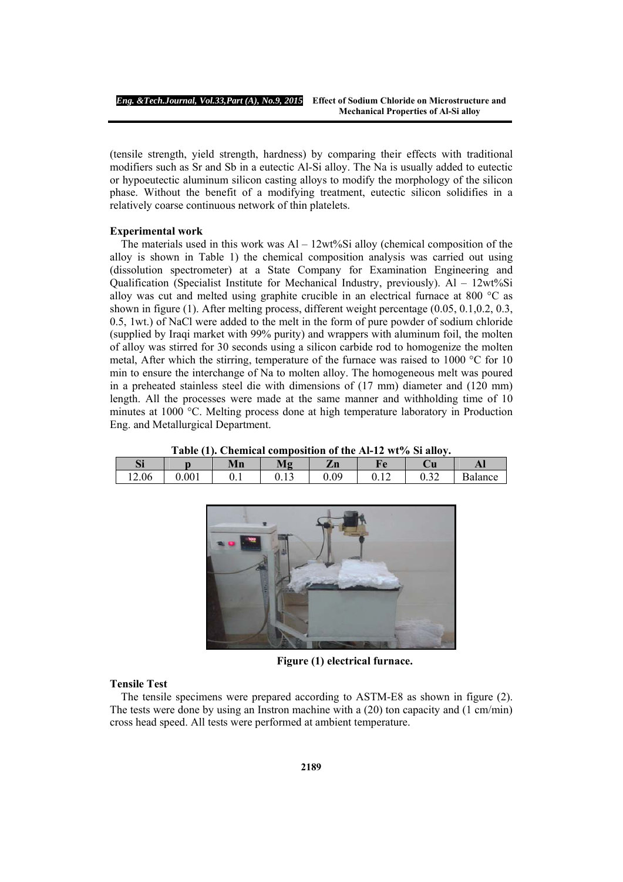(tensile strength, yield strength, hardness) by comparing their effects with traditional modifiers such as Sr and Sb in a eutectic Al-Si alloy. The Na is usually added to eutectic or hypoeutectic aluminum silicon casting alloys to modify the morphology of the silicon phase. Without the benefit of a modifying treatment, eutectic silicon solidifies in a relatively coarse continuous network of thin platelets.

**Experimental work**

The materials used in this work was Al – 12wt%Si alloy (chemical composition of the alloy is shown in Table 1) the chemical composition analysis was carried out using (dissolution spectrometer) at a State Company for Examination Engineering and Qualification (Specialist Institute for Mechanical Industry, previously). Al – 12wt%Si alloy was cut and melted using graphite crucible in an electrical furnace at 800 °C as shown in figure (1). After melting process, different weight percentage (0.05, 0.1,0.2, 0.3, 0.5, 1wt.) of NaCl were added to the melt in the form of pure powder of sodium chloride (supplied by Iraqi market with 99% purity) and wrappers with aluminum foil, the molten of alloy was stirred for 30 seconds using a silicon carbide rod to homogenize the molten metal, After which the stirring, temperature of the furnace was raised to 1000 °C for 10 min to ensure the interchange of Na to molten alloy. The homogeneous melt was poured in a preheated stainless steel die with dimensions of (17 mm) diameter and (120 mm) length. All the processes were made at the same manner and withholding time of 10 minutes at 1000 °C. Melting process done at high temperature laboratory in Production Eng. and Metallurgical Department.

**Table (1). Chemical composition of the Al-12 wt% Si alloy.**

| Si | p | Mn | Mg | Zn | Fe | Cu | Al |
|---|---|---|---|---|---|---|---|
| 12.06 | 0.001 | 0.1 | 0.13 | 0.09 | 0.12 | 0.32 | Balance |

**Figure (1) electrical furnace.**

**Tensile Test**

The tensile specimens were prepared according to ASTM-E8 as shown in figure (2). The tests were done by using an Instron machine with a (20) ton capacity and (1 cm/min) cross head speed. All tests were performed at ambient temperature.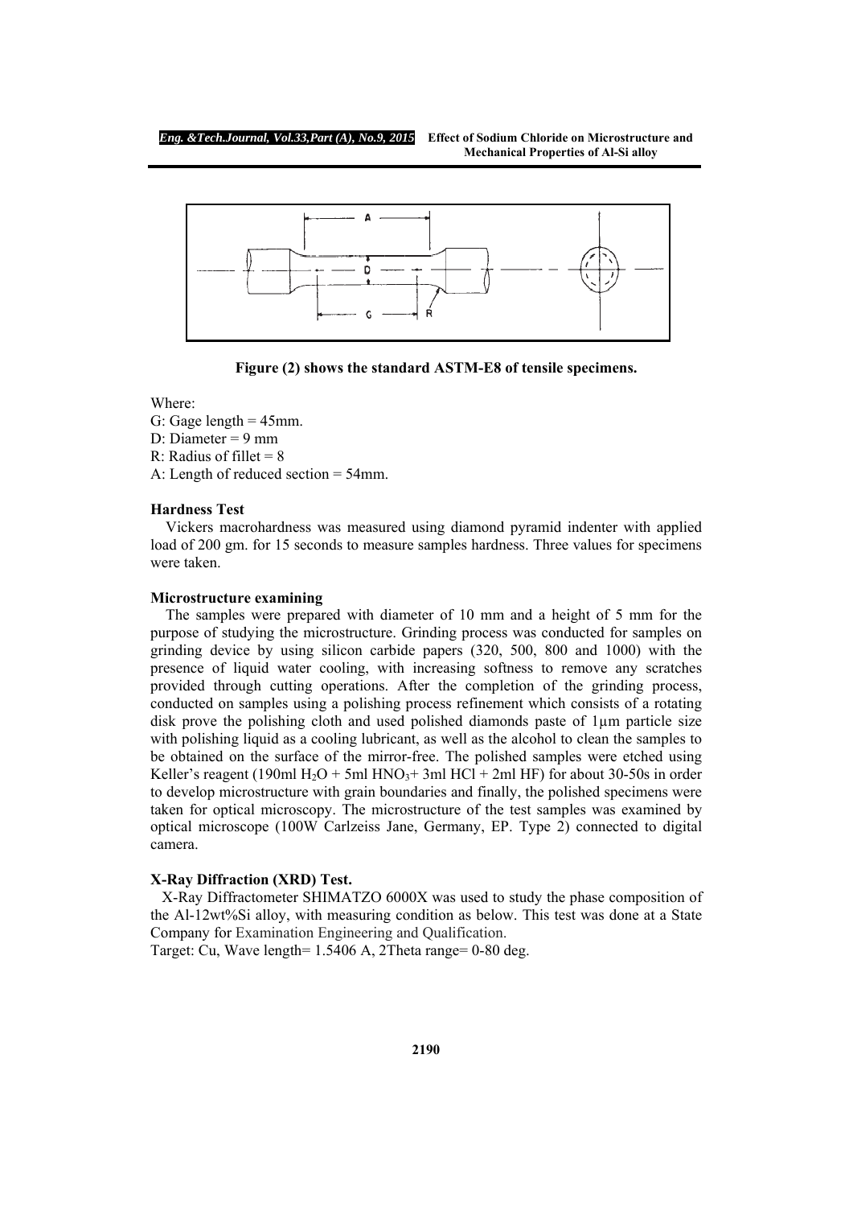**Figure (2) shows the standard ASTM-E8 of tensile specimens.**

Where:
G: Gage length = 45mm.
D: Diameter = 9 mm
R: Radius of fillet = 8
A: Length of reduced section = 54mm.

### Hardness Test

Vickers macrohardness was measured using diamond pyramid indenter with applied load of 200 gm. for 15 seconds to measure samples hardness. Three values for specimens were taken.

### Microstructure examining

The samples were prepared with diameter of 10 mm and a height of 5 mm for the purpose of studying the microstructure. Grinding process was conducted for samples on grinding device by using silicon carbide papers (320, 500, 800 and 1000) with the presence of liquid water cooling, with increasing softness to remove any scratches provided through cutting operations. After the completion of the grinding process, conducted on samples using a polishing process refinement which consists of a rotating disk prove the polishing cloth and used polished diamonds paste of 1µm particle size with polishing liquid as a cooling lubricant, as well as the alcohol to clean the samples to be obtained on the surface of the mirror-free. The polished samples were etched using Keller's reagent (190ml $H_2O$ + 5ml $HNO_3$+ 3ml HCl + 2ml HF) for about 30-50s in order to develop microstructure with grain boundaries and finally, the polished specimens were taken for optical microscopy. The microstructure of the test samples was examined by optical microscope (100W Carlzeiss Jane, Germany, EP. Type 2) connected to digital camera.

### X-Ray Diffraction (XRD) Test.

X-Ray Diffractometer SHIMATZO 6000X was used to study the phase composition of the Al-12wt%Si alloy, with measuring condition as below. This test was done at a State Company for Examination Engineering and Qualification.

Target: Cu, Wave length= 1.5406 A, 2Theta range= 0-80 deg.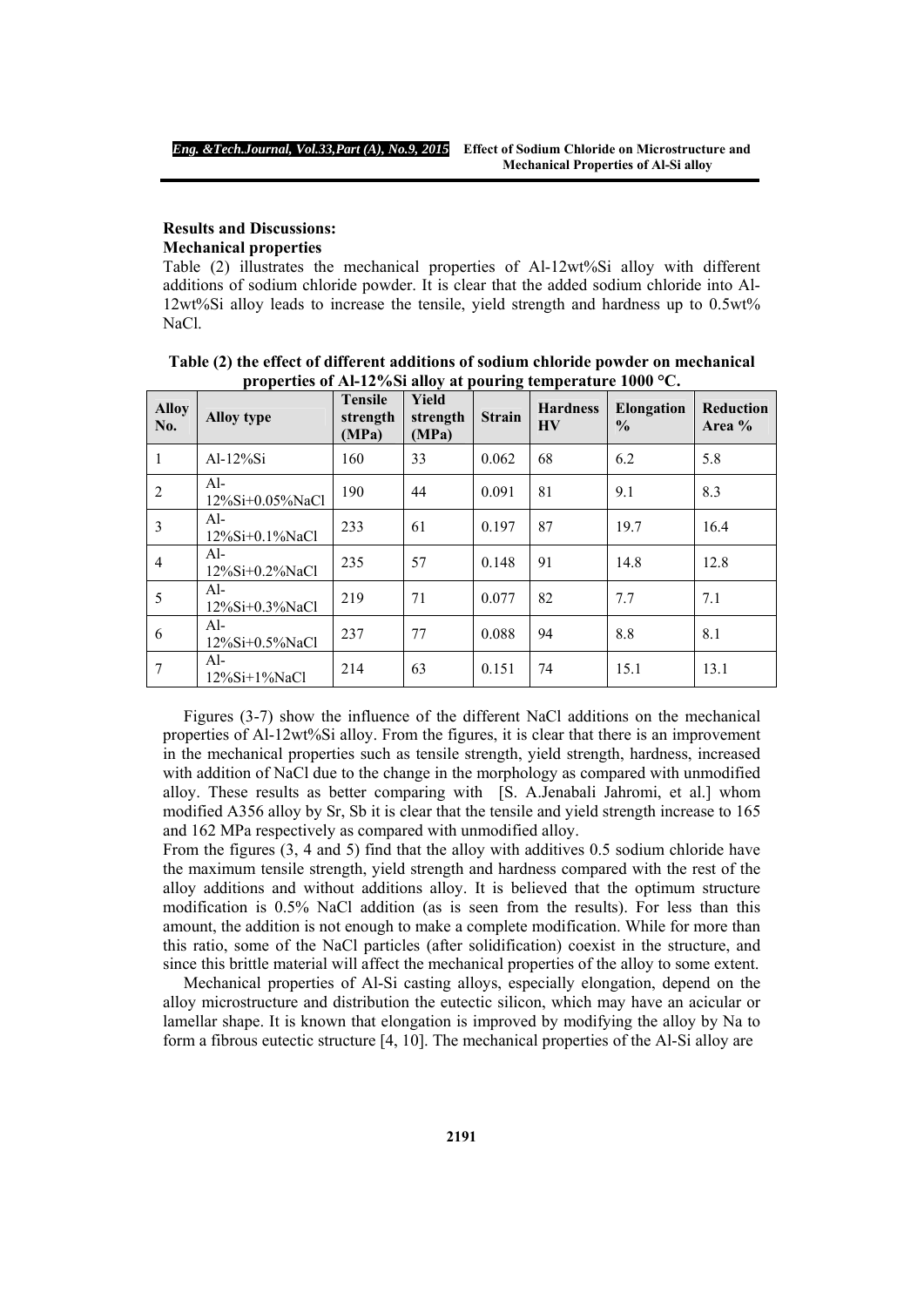### Results and Discussions:

### Mechanical properties

Table (2) illustrates the mechanical properties of Al-12wt%Si alloy with different additions of sodium chloride powder. It is clear that the added sodium chloride into Al-12wt%Si alloy leads to increase the tensile, yield strength and hardness up to 0.5wt% NaCl.

**Table (2) the effect of different additions of sodium chloride powder on mechanical properties of Al-12%Si alloy at pouring temperature 1000 °C.**

| Alloy No. | Alloy type | Tensile strength (MPa) | Yield strength (MPa) | Strain | Hardness HV | Elongation % | Reduction Area % |
|---|---|---|---|---|---|---|---|
| 1 | Al-12%Si | 160 | 33 | 0.062 | 68 | 6.2 | 5.8 |
| 2 | Al-12%Si+0.05%NaCl | 190 | 44 | 0.091 | 81 | 9.1 | 8.3 |
| 3 | Al-12%Si+0.1%NaCl | 233 | 61 | 0.197 | 87 | 19.7 | 16.4 |
| 4 | Al-12%Si+0.2%NaCl | 235 | 57 | 0.148 | 91 | 14.8 | 12.8 |
| 5 | Al-12%Si+0.3%NaCl | 219 | 71 | 0.077 | 82 | 7.7 | 7.1 |
| 6 | Al-12%Si+0.5%NaCl | 237 | 77 | 0.088 | 94 | 8.8 | 8.1 |
| 7 | Al-12%Si+1%NaCl | 214 | 63 | 0.151 | 74 | 15.1 | 13.1 |

Figures (3-7) show the influence of the different NaCl additions on the mechanical properties of Al-12wt%Si alloy. From the figures, it is clear that there is an improvement in the mechanical properties such as tensile strength, yield strength, hardness, increased with addition of NaCl due to the change in the morphology as compared with unmodified alloy. These results as better comparing with [S. A.Jenabali Jahromi, et al.] whom modified A356 alloy by Sr, Sb it is clear that the tensile and yield strength increase to 165 and 162 MPa respectively as compared with unmodified alloy.

From the figures (3, 4 and 5) find that the alloy with additives 0.5 sodium chloride have the maximum tensile strength, yield strength and hardness compared with the rest of the alloy additions and without additions alloy. It is believed that the optimum structure modification is 0.5% NaCl addition (as is seen from the results). For less than this amount, the addition is not enough to make a complete modification. While for more than this ratio, some of the NaCl particles (after solidification) coexist in the structure, and since this brittle material will affect the mechanical properties of the alloy to some extent.

Mechanical properties of Al-Si casting alloys, especially elongation, depend on the alloy microstructure and distribution the eutectic silicon, which may have an acicular or lamellar shape. It is known that elongation is improved by modifying the alloy by Na to form a fibrous eutectic structure [4, 10]. The mechanical properties of the Al-Si alloy are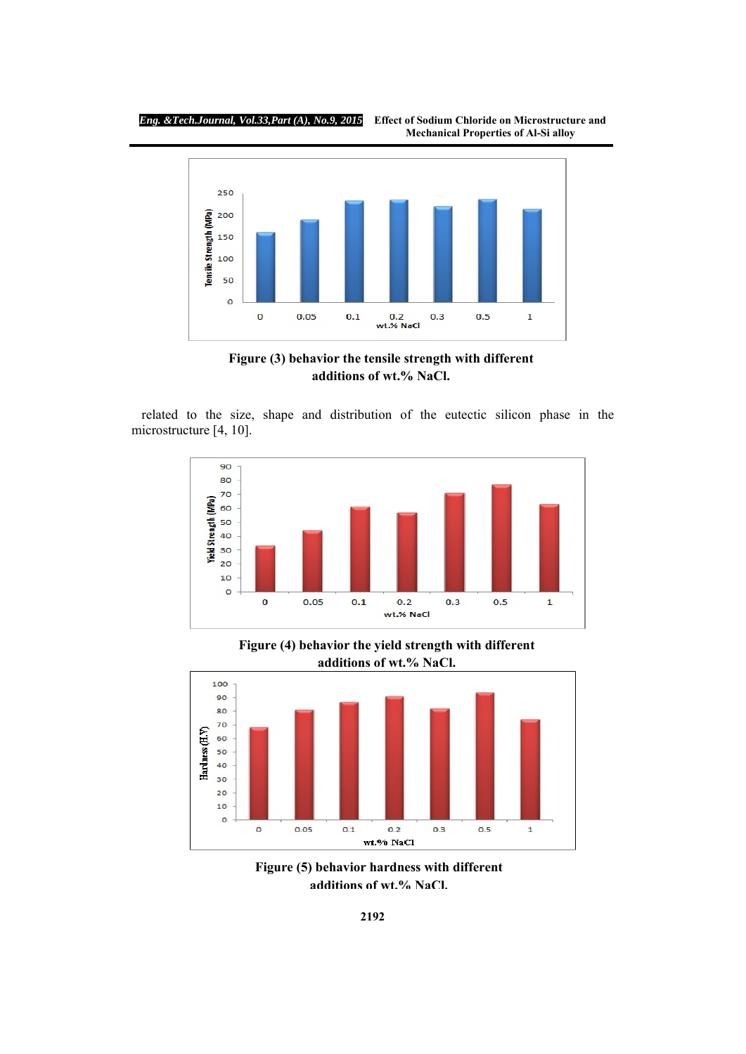Figure (3) behavior the tensile strength with different additions of wt.% NaCl.

related to the size, shape and distribution of the eutectic silicon phase in the microstructure [4, 10].

Figure (4) behavior the yield strength with different additions of wt.% NaCl.

Figure (5) behavior hardness with different additions of wt.% NaCl.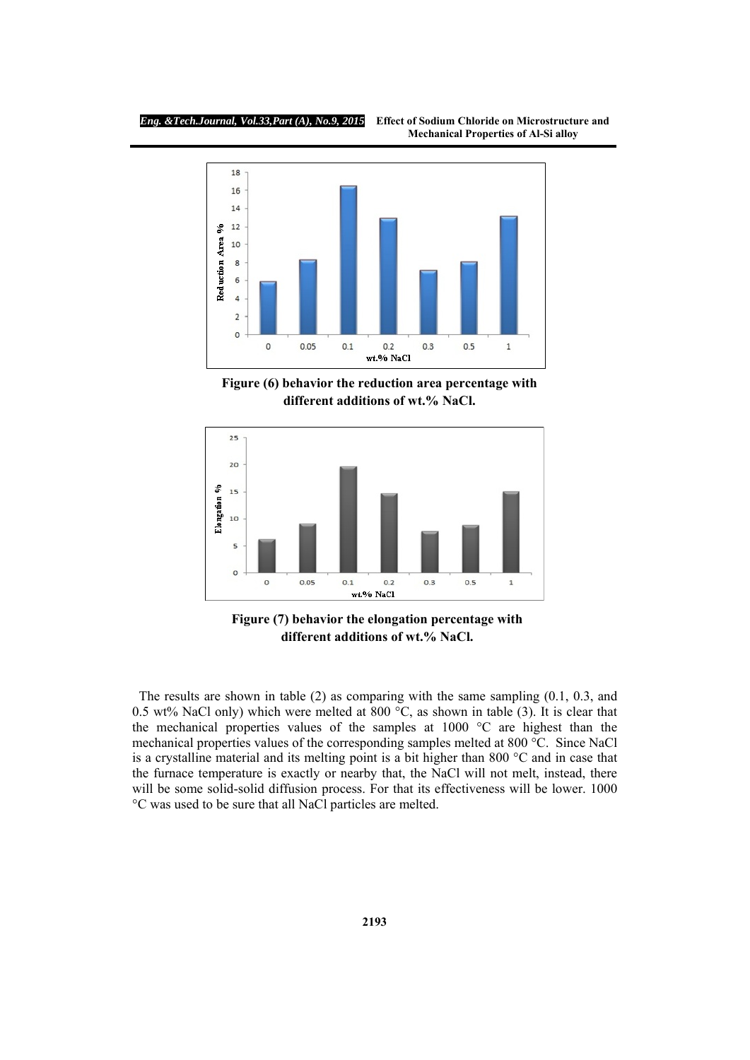Figure (6) behavior the reduction area percentage with different additions of wt.% NaCl.

Figure (7) behavior the elongation percentage with different additions of wt.% NaCl.

The results are shown in table (2) as comparing with the same sampling (0.1, 0.3, and 0.5 wt% NaCl only) which were melted at 800 °C, as shown in table (3). It is clear that the mechanical properties values of the samples at 1000 °C are highest than the mechanical properties values of the corresponding samples melted at 800 °C. Since NaCl is a crystalline material and its melting point is a bit higher than 800 °C and in case that the furnace temperature is exactly or nearby that, the NaCl will not melt, instead, there will be some solid-solid diffusion process. For that its effectiveness will be lower. 1000 °C was used to be sure that all NaCl particles are melted.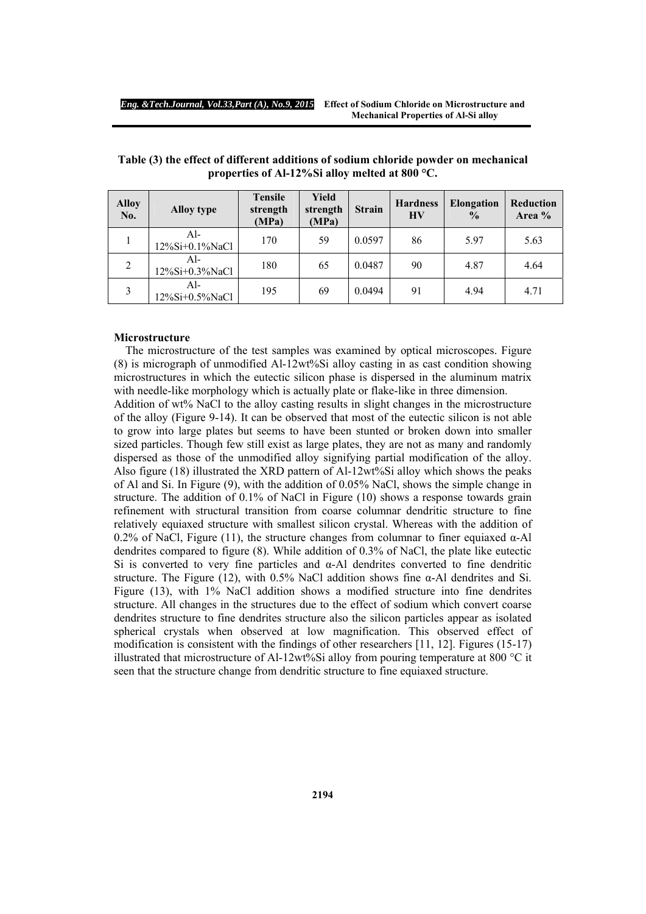**Table (3) the effect of different additions of sodium chloride powder on mechanical properties of Al-12%Si alloy melted at 800 °C.**

| Alloy No. | Alloy type | Tensile strength (MPa) | Yield strength (MPa) | Strain | Hardness HV | Elongation % | Reduction Area % |
|---|---|---|---|---|---|---|---|
| 1 | Al-12%Si+0.1%NaCl | 170 | 59 | 0.0597 | 86 | 5.97 | 5.63 |
| 2 | Al-12%Si+0.3%NaCl | 180 | 65 | 0.0487 | 90 | 4.87 | 4.64 |
| 3 | Al-12%Si+0.5%NaCl | 195 | 69 | 0.0494 | 91 | 4.94 | 4.71 |

### Microstructure

The microstructure of the test samples was examined by optical microscopes. Figure (8) is micrograph of unmodified Al-12wt%Si alloy casting in as cast condition showing microstructures in which the eutectic silicon phase is dispersed in the aluminum matrix with needle-like morphology which is actually plate or flake-like in three dimension.

Addition of wt% NaCl to the alloy casting results in slight changes in the microstructure of the alloy (Figure 9-14). It can be observed that most of the eutectic silicon is not able to grow into large plates but seems to have been stunted or broken down into smaller sized particles. Though few still exist as large plates, they are not as many and randomly dispersed as those of the unmodified alloy signifying partial modification of the alloy. Also figure (18) illustrated the XRD pattern of Al-12wt%Si alloy which shows the peaks of Al and Si. In Figure (9), with the addition of 0.05% NaCl, shows the simple change in structure. The addition of 0.1% of NaCl in Figure (10) shows a response towards grain refinement with structural transition from coarse columnar dendritic structure to fine relatively equiaxed structure with smallest silicon crystal. Whereas with the addition of 0.2% of NaCl, Figure (11), the structure changes from columnar to finer equiaxed α-Al dendrites compared to figure (8). While addition of 0.3% of NaCl, the plate like eutectic Si is converted to very fine particles and α-Al dendrites converted to fine dendritic structure. The Figure (12), with 0.5% NaCl addition shows fine α-Al dendrites and Si. Figure (13), with 1% NaCl addition shows a modified structure into fine dendrites structure. All changes in the structures due to the effect of sodium which convert coarse dendrites structure to fine dendrites structure also the silicon particles appear as isolated spherical crystals when observed at low magnification. This observed effect of modification is consistent with the findings of other researchers [11, 12]. Figures (15-17) illustrated that microstructure of Al-12wt%Si alloy from pouring temperature at 800 °C it seen that the structure change from dendritic structure to fine equiaxed structure.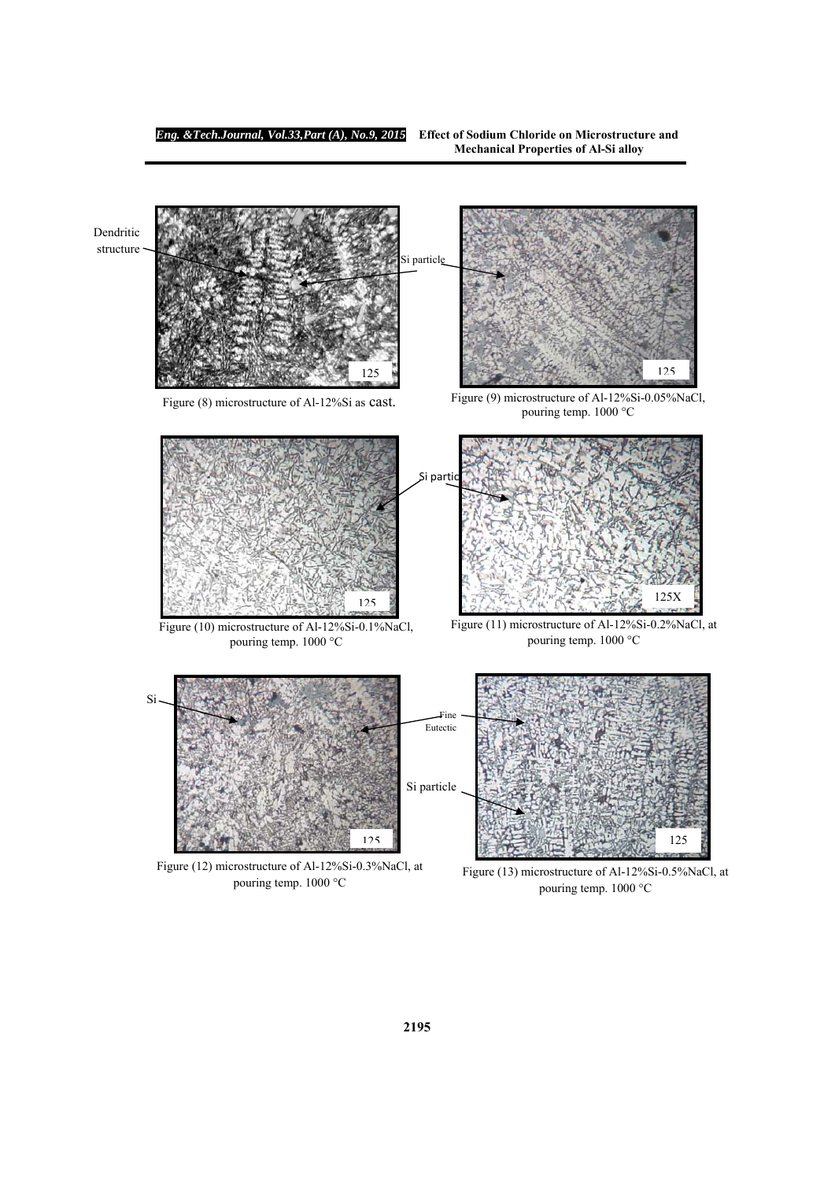Figure (8) microstructure of Al-12%Si as cast.

Figure (9) microstructure of Al-12%Si-0.05%NaCl, pouring temp. 1000 °C

Figure (10) microstructure of Al-12%Si-0.1%NaCl, pouring temp. 1000 °C

Figure (11) microstructure of Al-12%Si-0.2%NaCl, at pouring temp. 1000 °C

Figure (12) microstructure of Al-12%Si-0.3%NaCl, at pouring temp. 1000 °C

Figure (13) microstructure of Al-12%Si-0.5%NaCl, at pouring temp. 1000 °C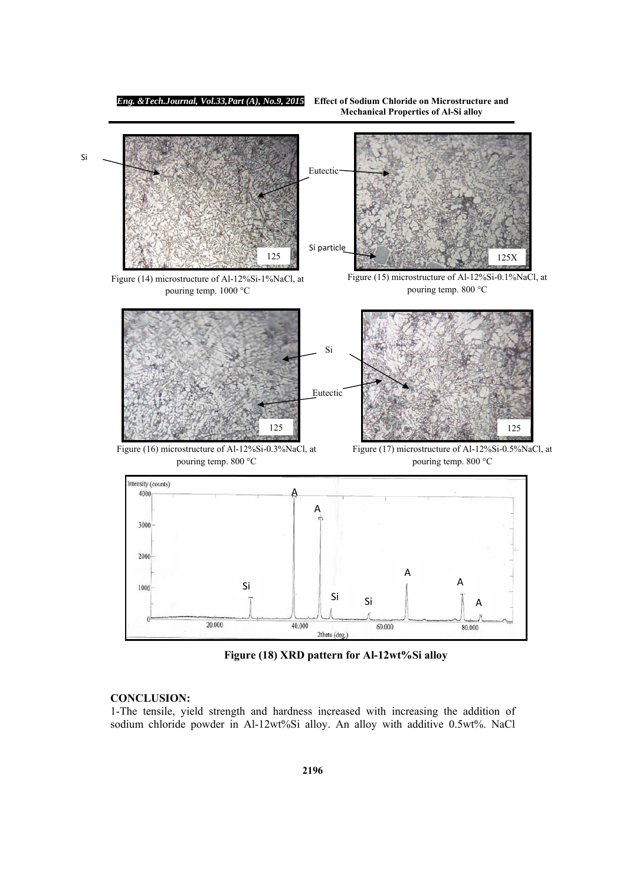Figure (14) microstructure of Al-12%Si-1%NaCl, at pouring temp. 1000 °C

Figure (15) microstructure of Al-12%Si-0.1%NaCl, at pouring temp. 800 °C

Figure (16) microstructure of Al-12%Si-0.3%NaCl, at pouring temp. 800 °C

Figure (17) microstructure of Al-12%Si-0.5%NaCl, at pouring temp. 800 °C

**Figure (18) XRD pattern for Al-12wt%Si alloy**

## CONCLUSION:

1-The tensile, yield strength and hardness increased with increasing the addition of sodium chloride powder in Al-12wt%Si alloy. An alloy with additive 0.5wt%. NaCl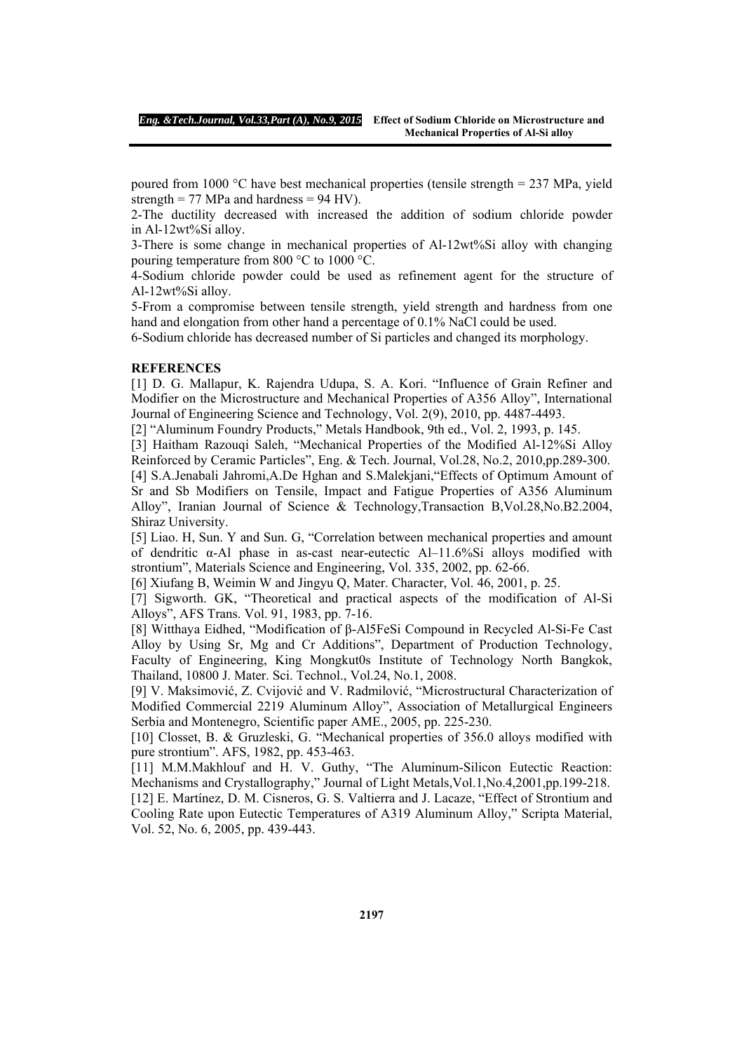poured from 1000 °C have best mechanical properties (tensile strength = 237 MPa, yield strength = 77 MPa and hardness = 94 HV).

2-The ductility decreased with increased the addition of sodium chloride powder in Al-12wt%Si alloy.

3-There is some change in mechanical properties of Al-12wt%Si alloy with changing pouring temperature from 800 °C to 1000 °C.

4-Sodium chloride powder could be used as refinement agent for the structure of Al-12wt%Si alloy.

5-From a compromise between tensile strength, yield strength and hardness from one hand and elongation from other hand a percentage of 0.1% NaCl could be used.

6-Sodium chloride has decreased number of Si particles and changed its morphology.

## REFERENCES

[1] D. G. Mallapur, K. Rajendra Udupa, S. A. Kori. "Influence of Grain Refiner and Modifier on the Microstructure and Mechanical Properties of A356 Alloy", International Journal of Engineering Science and Technology, Vol. 2(9), 2010, pp. 4487-4493.

[2] "Aluminum Foundry Products," Metals Handbook, 9th ed., Vol. 2, 1993, p. 145.

[3] Haitham Razouqi Saleh, "Mechanical Properties of the Modified Al-12%Si Alloy Reinforced by Ceramic Particles", Eng. & Tech. Journal, Vol.28, No.2, 2010,pp.289-300.

[4] S.A.Jenabali Jahromi,A.De Hghan and S.Malekjani,"Effects of Optimum Amount of Sr and Sb Modifiers on Tensile, Impact and Fatigue Properties of A356 Aluminum Alloy", Iranian Journal of Science & Technology,Transaction B,Vol.28,No.B2.2004, Shiraz University.

[5] Liao. H, Sun. Y and Sun. G, "Correlation between mechanical properties and amount of dendritic α-Al phase in as-cast near-eutectic Al–11.6%Si alloys modified with strontium", Materials Science and Engineering, Vol. 335, 2002, pp. 62-66.

[6] Xiufang B, Weimin W and Jingyu Q, Mater. Character, Vol. 46, 2001, p. 25.

[7] Sigworth. GK, "Theoretical and practical aspects of the modification of Al-Si Alloys", AFS Trans. Vol. 91, 1983, pp. 7-16.

[8] Witthaya Eidhed, "Modification of β-Al5FeSi Compound in Recycled Al-Si-Fe Cast Alloy by Using Sr, Mg and Cr Additions", Department of Production Technology, Faculty of Engineering, King Mongkut0s Institute of Technology North Bangkok, Thailand, 10800 J. Mater. Sci. Technol., Vol.24, No.1, 2008.

[9] V. Maksimović, Z. Cvijović and V. Radmilović, "Microstructural Characterization of Modified Commercial 2219 Aluminum Alloy", Association of Metallurgical Engineers Serbia and Montenegro, Scientific paper AME., 2005, pp. 225-230.

[10] Closset, B. & Gruzleski, G. "Mechanical properties of 356.0 alloys modified with pure strontium". AFS, 1982, pp. 453-463.

[11] M.M.Makhlouf and H. V. Guthy, "The Aluminum-Silicon Eutectic Reaction: Mechanisms and Crystallography," Journal of Light Metals,Vol.1,No.4,2001,pp.199-218.

[12] E. Martínez, D. M. Cisneros, G. S. Valtierra and J. Lacaze, "Effect of Strontium and Cooling Rate upon Eutectic Temperatures of A319 Aluminum Alloy," Scripta Material, Vol. 52, No. 6, 2005, pp. 439-443.